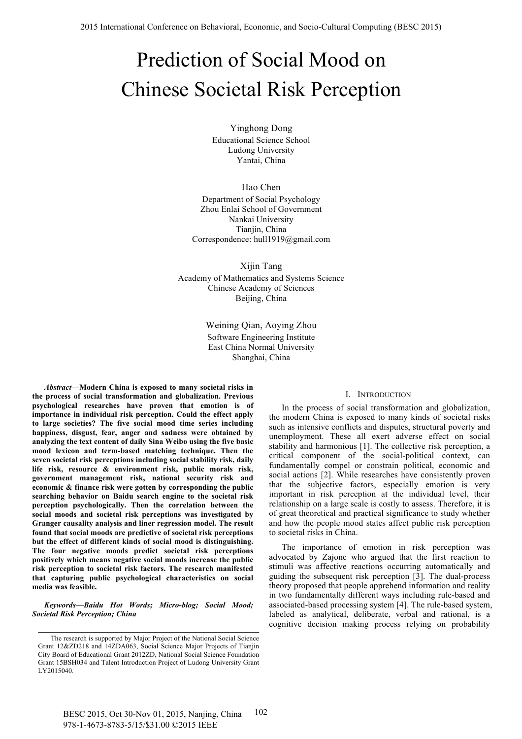# Prediction of Social Mood on Chinese Societal Risk Perception

Yinghong Dong
Educational Science School
Ludong University
Yantai, China

Hao Chen
Department of Social Psychology
Zhou Enlai School of Government
Nankai University
Tianjin, China
Correspondence: hull1919@gmail.com

Xijin Tang
Academy of Mathematics and Systems Science
Chinese Academy of Sciences
Beijing, China

Weining Qian, Aoying Zhou
Software Engineering Institute
East China Normal University
Shanghai, China

***Abstract*—Modern China is exposed to many societal risks in the process of social transformation and globalization. Previous psychological researches have proven that emotion is of importance in individual risk perception. Could the effect apply to large societies? The five social mood time series including happiness, disgust, fear, anger and sadness were obtained by analyzing the text content of daily Sina Weibo using the five basic mood lexicon and term-based matching technique. Then the seven societal risk perceptions including social stability risk, daily life risk, resource & environment risk, public morals risk, government management risk, national security risk and economic & finance risk were gotten by corresponding the public searching behavior on Baidu search engine to the societal risk perception psychologically. Then the correlation between the social moods and societal risk perceptions was investigated by Granger causality analysis and liner regression model. The result found that social moods are predictive of societal risk perceptions but the effect of different kinds of social mood is distinguishing. The four negative moods predict societal risk perceptions positively which means negative social moods increase the public risk perception to societal risk factors. The research manifested that capturing public psychological characteristics on social media was feasible.**

***Keywords*—Baidu Hot Words; Micro-blog; Social Mood; Societal Risk Perception; China**

The research is supported by Major Project of the National Social Science Grant 12&ZD218 and 14ZDA063, Social Science Major Projects of Tianjin City Board of Educational Grant 2012ZD, National Social Science Foundation Grant 15BSH034 and Talent Introduction Project of Ludong University Grant LY2015040.

## I. Introduction

In the process of social transformation and globalization, the modern China is exposed to many kinds of societal risks such as intensive conflicts and disputes, structural poverty and unemployment. These all exert adverse effect on social stability and harmonious [1]. The collective risk perception, a critical component of the social-political context, can fundamentally compel or constrain political, economic and social actions [2]. While researches have consistently proven that the subjective factors, especially emotion is very important in risk perception at the individual level, their relationship on a large scale is costly to assess. Therefore, it is of great theoretical and practical significance to study whether and how the people mood states affect public risk perception to societal risks in China.

The importance of emotion in risk perception was advocated by Zajonc who argued that the first reaction to stimuli was affective reactions occurring automatically and guiding the subsequent risk perception [3]. The dual-process theory proposed that people apprehend information and reality in two fundamentally different ways including rule-based and associated-based processing system [4]. The rule-based system, labeled as analytical, deliberate, verbal and rational, is a cognitive decision making process relying on probability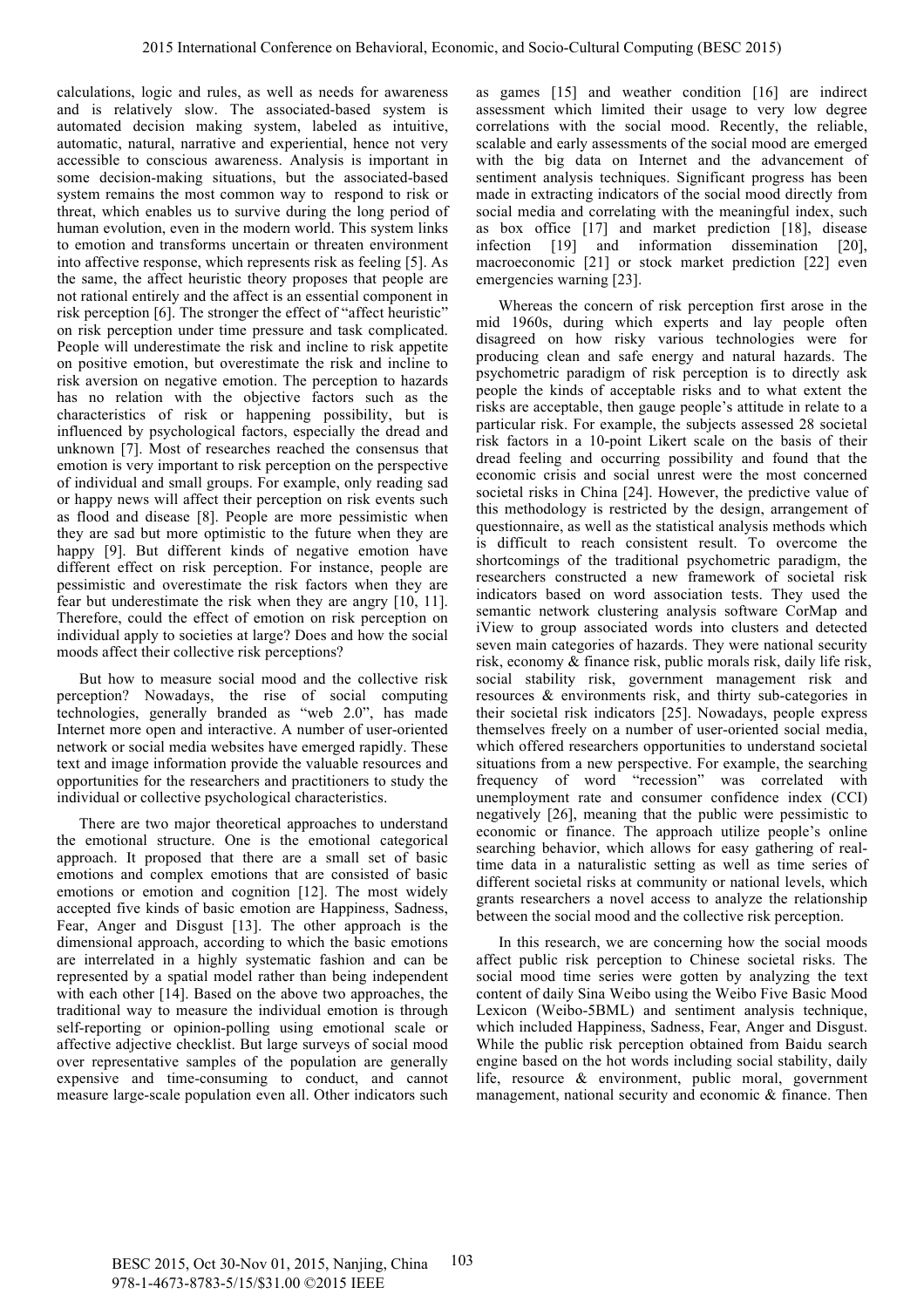calculations, logic and rules, as well as needs for awareness and is relatively slow. The associated-based system is automated decision making system, labeled as intuitive, automatic, natural, narrative and experiential, hence not very accessible to conscious awareness. Analysis is important in some decision-making situations, but the associated-based system remains the most common way to respond to risk or threat, which enables us to survive during the long period of human evolution, even in the modern world. This system links to emotion and transforms uncertain or threaten environment into affective response, which represents risk as feeling [5]. As the same, the affect heuristic theory proposes that people are not rational entirely and the affect is an essential component in risk perception [6]. The stronger the effect of "affect heuristic" on risk perception under time pressure and task complicated. People will underestimate the risk and incline to risk appetite on positive emotion, but overestimate the risk and incline to risk aversion on negative emotion. The perception to hazards has no relation with the objective factors such as the characteristics of risk or happening possibility, but is influenced by psychological factors, especially the dread and unknown [7]. Most of researches reached the consensus that emotion is very important to risk perception on the perspective of individual and small groups. For example, only reading sad or happy news will affect their perception on risk events such as flood and disease [8]. People are more pessimistic when they are sad but more optimistic to the future when they are happy [9]. But different kinds of negative emotion have different effect on risk perception. For instance, people are pessimistic and overestimate the risk factors when they are fear but underestimate the risk when they are angry [10, 11]. Therefore, could the effect of emotion on risk perception on individual apply to societies at large? Does and how the social moods affect their collective risk perceptions?

But how to measure social mood and the collective risk perception? Nowadays, the rise of social computing technologies, generally branded as "web 2.0", has made Internet more open and interactive. A number of user-oriented network or social media websites have emerged rapidly. These text and image information provide the valuable resources and opportunities for the researchers and practitioners to study the individual or collective psychological characteristics.

There are two major theoretical approaches to understand the emotional structure. One is the emotional categorical approach. It proposed that there are a small set of basic emotions and complex emotions that are consisted of basic emotions or emotion and cognition [12]. The most widely accepted five kinds of basic emotion are Happiness, Sadness, Fear, Anger and Disgust [13]. The other approach is the dimensional approach, according to which the basic emotions are interrelated in a highly systematic fashion and can be represented by a spatial model rather than being independent with each other [14]. Based on the above two approaches, the traditional way to measure the individual emotion is through self-reporting or opinion-polling using emotional scale or affective adjective checklist. But large surveys of social mood over representative samples of the population are generally expensive and time-consuming to conduct, and cannot measure large-scale population even all. Other indicators such as games [15] and weather condition [16] are indirect assessment which limited their usage to very low degree correlations with the social mood. Recently, the reliable, scalable and early assessments of the social mood are emerged with the big data on Internet and the advancement of sentiment analysis techniques. Significant progress has been made in extracting indicators of the social mood directly from social media and correlating with the meaningful index, such as box office [17] and market prediction [18], disease infection [19] and information dissemination [20], macroeconomic [21] or stock market prediction [22] even emergencies warning [23].

Whereas the concern of risk perception first arose in the mid 1960s, during which experts and lay people often disagreed on how risky various technologies were for producing clean and safe energy and natural hazards. The psychometric paradigm of risk perception is to directly ask people the kinds of acceptable risks and to what extent the risks are acceptable, then gauge people's attitude in relate to a particular risk. For example, the subjects assessed 28 societal risk factors in a 10-point Likert scale on the basis of their dread feeling and occurring possibility and found that the economic crisis and social unrest were the most concerned societal risks in China [24]. However, the predictive value of this methodology is restricted by the design, arrangement of questionnaire, as well as the statistical analysis methods which is difficult to reach consistent result. To overcome the shortcomings of the traditional psychometric paradigm, the researchers constructed a new framework of societal risk indicators based on word association tests. They used the semantic network clustering analysis software CorMap and iView to group associated words into clusters and detected seven main categories of hazards. They were national security risk, economy & finance risk, public morals risk, daily life risk, social stability risk, government management risk and resources & environments risk, and thirty sub-categories in their societal risk indicators [25]. Nowadays, people express themselves freely on a number of user-oriented social media, which offered researchers opportunities to understand societal situations from a new perspective. For example, the searching frequency of word "recession" was correlated with unemployment rate and consumer confidence index (CCI) negatively [26], meaning that the public were pessimistic to economic or finance. The approach utilize people's online searching behavior, which allows for easy gathering of real-time data in a naturalistic setting as well as time series of different societal risks at community or national levels, which grants researchers a novel access to analyze the relationship between the social mood and the collective risk perception.

In this research, we are concerning how the social moods affect public risk perception to Chinese societal risks. The social mood time series were gotten by analyzing the text content of daily Sina Weibo using the Weibo Five Basic Mood Lexicon (Weibo-5BML) and sentiment analysis technique, which included Happiness, Sadness, Fear, Anger and Disgust. While the public risk perception obtained from Baidu search engine based on the hot words including social stability, daily life, resource & environment, public moral, government management, national security and economic & finance. Then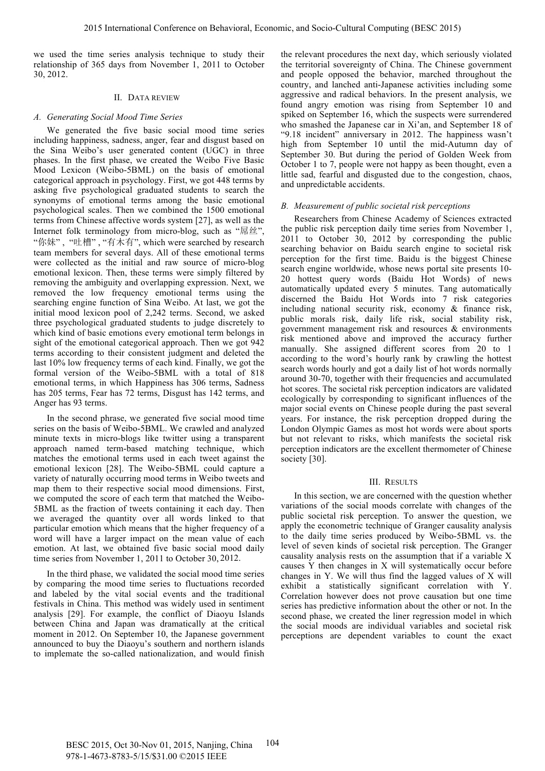we used the time series analysis technique to study their relationship of 365 days from November 1, 2011 to October 30, 2012.

## II. Data Review

### A. Generating Social Mood Time Series

We generated the five basic social mood time series including happiness, sadness, anger, fear and disgust based on the Sina Weibo's user generated content (UGC) in three phases. In the first phase, we created the Weibo Five Basic Mood Lexicon (Weibo-5BML) on the basis of emotional categorical approach in psychology. First, we got 448 terms by asking five psychological graduated students to search the synonyms of emotional terms among the basic emotional psychological scales. Then we combined the 1500 emotional terms from Chinese affective words system [27], as well as the Internet folk terminology from micro-blog, such as "屌丝", "你妹", "吐槽", "有木有", which were searched by research team members for several days. All of these emotional terms were collected as the initial and raw source of micro-blog emotional lexicon. Then, these terms were simply filtered by removing the ambiguity and overlapping expression. Next, we removed the low frequency emotional terms using the searching engine function of Sina Weibo. At last, we got the initial mood lexicon pool of 2,242 terms. Second, we asked three psychological graduated students to judge discretely to which kind of basic emotions every emotional term belongs in sight of the emotional categorical approach. Then we got 942 terms according to their consistent judgment and deleted the last 10% low frequency terms of each kind. Finally, we got the formal version of the Weibo-5BML with a total of 818 emotional terms, in which Happiness has 306 terms, Sadness has 205 terms, Fear has 72 terms, Disgust has 142 terms, and Anger has 93 terms.

In the second phrase, we generated five social mood time series on the basis of Weibo-5BML. We crawled and analyzed minute texts in micro-blogs like twitter using a transparent approach named term-based matching technique, which matches the emotional terms used in each tweet against the emotional lexicon [28]. The Weibo-5BML could capture a variety of naturally occurring mood terms in Weibo tweets and map them to their respective social mood dimensions. First, we computed the score of each term that matched the Weibo-5BML as the fraction of tweets containing it each day. Then we averaged the quantity over all words linked to that particular emotion which means that the higher frequency of a word will have a larger impact on the mean value of each emotion. At last, we obtained five basic social mood daily time series from November 1, 2011 to October 30, 2012.

In the third phase, we validated the social mood time series by comparing the mood time series to fluctuations recorded and labeled by the vital social events and the traditional festivals in China. This method was widely used in sentiment analysis [29]. For example, the conflict of Diaoyu Islands between China and Japan was dramatically at the critical moment in 2012. On September 10, the Japanese government announced to buy the Diaoyu's southern and northern islands to implemate the so-called nationalization, and would finish the relevant procedures the next day, which seriously violated the territorial sovereignty of China. The Chinese government and people opposed the behavior, marched throughout the country, and lanched anti-Japanese activities including some aggressive and radical behaviors. In the present analysis, we found angry emotion was rising from September 10 and spiked on September 16, which the suspects were surrendered who smashed the Japanese car in Xi'an, and September 18 of "9.18 incident" anniversary in 2012. The happiness wasn't high from September 10 until the mid-Autumn day of September 30. But during the period of Golden Week from October 1 to 7, people were not happy as been thought, even a little sad, fearful and disgusted due to the congestion, chaos, and unpredictable accidents.

### B. Measurement of public societal risk perceptions

Researchers from Chinese Academy of Sciences extracted the public risk perception daily time series from November 1, 2011 to October 30, 2012 by corresponding the public searching behavior on Baidu search engine to societal risk perception for the first time. Baidu is the biggest Chinese search engine worldwide, whose news portal site presents 10-20 hottest query words (Baidu Hot Words) of news automatically updated every 5 minutes. Tang automatically discerned the Baidu Hot Words into 7 risk categories including national security risk, economy & finance risk, public morals risk, daily life risk, social stability risk, government management risk and resources & environments risk mentioned above and improved the accuracy further manually. She assigned different scores from 20 to 1 according to the word's hourly rank by crawling the hottest search words hourly and got a daily list of hot words normally around 30-70, together with their frequencies and accumulated hot scores. The societal risk perception indicators are validated ecologically by corresponding to significant influences of the major social events on Chinese people during the past several years. For instance, the risk perception dropped during the London Olympic Games as most hot words were about sports but not relevant to risks, which manifests the societal risk perception indicators are the excellent thermometer of Chinese society [30].

## III. Results

In this section, we are concerned with the question whether variations of the social moods correlate with changes of the public societal risk perception. To answer the question, we apply the econometric technique of Granger causality analysis to the daily time series produced by Weibo-5BML vs. the level of seven kinds of societal risk perception. The Granger causality analysis rests on the assumption that if a variable X causes Y then changes in X will systematically occur before changes in Y. We will thus find the lagged values of X will exhibit a statistically significant correlation with Y. Correlation however does not prove causation but one time series has predictive information about the other or not. In the second phase, we created the liner regression model in which the social moods are individual variables and societal risk perceptions are dependent variables to count the exact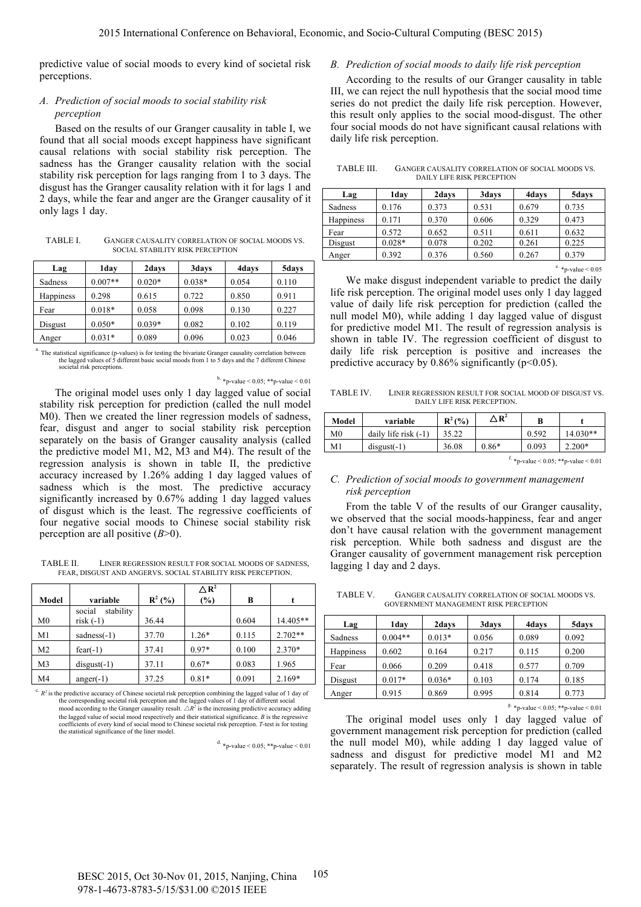predictive value of social moods to every kind of societal risk perceptions.

### A. Prediction of social moods to social stability risk perception

Based on the results of our Granger causality in table I, we found that all social moods except happiness have significant causal relations with social stability risk perception. The sadness has the Granger causality relation with the social stability risk perception for lags ranging from 1 to 3 days. The disgust has the Granger causality relation with it for lags 1 and 2 days, while the fear and anger are the Granger causality of it only lags 1 day.

TABLE I. GANGER CAUSALITY CORRELATION OF SOCIAL MOODS VS. SOCIAL STABILITY RISK PERCEPTION

| Lag | 1day | 2days | 3days | 4days | 5days |
|---|---|---|---|---|---|
| Sadness | 0.007** | 0.020* | 0.038* | 0.054 | 0.110 |
| Happiness | 0.298 | 0.615 | 0.722 | 0.850 | 0.911 |
| Fear | 0.018* | 0.058 | 0.098 | 0.130 | 0.227 |
| Disgust | 0.050* | 0.039* | 0.082 | 0.102 | 0.119 |
| Anger | 0.031* | 0.089 | 0.096 | 0.023 | 0.046 |

a. The statistical significance (p-values) is for testing the bivariate Granger causality correlation between the lagged values of 5 different basic social moods from 1 to 5 days and the 7 different Chinese societal risk perceptions.

b. *p-value < 0.05; **p-value < 0.01

The original model uses only 1 day lagged value of social stability risk perception for prediction (called the null model M0). Then we created the liner regression models of sadness, fear, disgust and anger to social stability risk perception separately on the basis of Granger causality analysis (called the predictive model M1, M2, M3 and M4). The result of the regression analysis is shown in table II, the predictive accuracy increased by 1.26% adding 1 day lagged values of sadness which is the most. The predictive accuracy significantly increased by 0.67% adding 1 day lagged values of disgust which is the least. The regressive coefficients of four negative social moods to Chinese social stability risk perception are all positive (*B*>0).

TABLE II. LINER REGRESSION RESULT FOR SOCIAL MOODS OF SADNESS, FEAR, DISGUST AND ANGERVS. SOCIAL STABILITY RISK PERCEPTION.

| Model | variable | $R^2$ (%) | $\triangle R^2$ (%) | B | t |
|---|---|---|---|---|---|
| M0 | social stability risk (-1) | 36.44 | | 0.604 | 14.405** |
| M1 | sadness(-1) | 37.70 | 1.26* | 0.115 | 2.702** |
| M2 | fear(-1) | 37.41 | 0.97* | 0.100 | 2.370* |
| M3 | disgust(-1) | 37.11 | 0.67* | 0.083 | 1.965 |
| M4 | anger(-1) | 37.25 | 0.81* | 0.091 | 2.169* |

c. $R^2$ is the predictive accuracy of Chinese societal risk perception combining the lagged value of 1 day of the corresponding societal risk perception and the lagged values of 1 day of different social mood according to the Granger causality result. $\triangle R^2$ is the increasing predictive accuracy adding the lagged value of social mood respectively and their statistical significance. *B* is the regressive coefficients of every kind of social mood to Chinese societal risk perception. *T*-test is for testing the statistical significance of the liner model.

d. *p-value < 0.05; **p-value < 0.01

### B. Prediction of social moods to daily life risk perception

According to the results of our Granger causality in table III, we can reject the null hypothesis that the social mood time series do not predict the daily life risk perception. However, this result only applies to the social mood-disgust. The other four social moods do not have significant causal relations with daily life risk perception.

TABLE III. GANGER CAUSALITY CORRELATION OF SOCIAL MOODS VS. DAILY LIFE RISK PERCEPTION

| Lag | 1day | 2days | 3days | 4days | 5days |
|---|---|---|---|---|---|
| Sadness | 0.176 | 0.373 | 0.531 | 0.679 | 0.735 |
| Happiness | 0.171 | 0.370 | 0.606 | 0.329 | 0.473 |
| Fear | 0.572 | 0.652 | 0.511 | 0.611 | 0.632 |
| Disgust | 0.028* | 0.078 | 0.202 | 0.261 | 0.225 |
| Anger | 0.392 | 0.376 | 0.560 | 0.267 | 0.379 |

e. *p-value < 0.05

We make disgust independent variable to predict the daily life risk perception. The original model uses only 1 day lagged value of daily life risk perception for prediction (called the null model M0), while adding 1 day lagged value of disgust for predictive model M1. The result of regression analysis is shown in table IV. The regression coefficient of disgust to daily life risk perception is positive and increases the predictive accuracy by 0.86% significantly ($p<0.05$).

TABLE IV. LINER REGRESSION RESULT FOR SOCIAL MOOD OF DISGUST VS. DAILY LIFE RISK PERCEPTION.

| Model | variable | $R^2$ (%) | $\triangle R^2$ | B | t |
|---|---|---|---|---|---|
| M0 | daily life risk (-1) | 35.22 | | 0.592 | 14.030** |
| M1 | disgust(-1) | 36.08 | 0.86* | 0.093 | 2.200* |

f. *p-value < 0.05; **p-value < 0.01

### C. Prediction of social moods to government management risk perception

From the table V of the results of our Granger causality, we observed that the social moods-happiness, fear and anger don't have causal relation with the government management risk perception. While both sadness and disgust are the Granger causality of government management risk perception lagging 1 day and 2 days.

TABLE V. GANGER CAUSALITY CORRELATION OF SOCIAL MOODS VS. GOVERNMENT MANAGEMENT RISK PERCEPTION

| Lag | 1day | 2days | 3days | 4days | 5days |
|---|---|---|---|---|---|
| Sadness | 0.004** | 0.013* | 0.056 | 0.089 | 0.092 |
| Happiness | 0.602 | 0.164 | 0.217 | 0.115 | 0.200 |
| Fear | 0.066 | 0.209 | 0.418 | 0.577 | 0.709 |
| Disgust | 0.017* | 0.036* | 0.103 | 0.174 | 0.185 |
| Anger | 0.915 | 0.869 | 0.995 | 0.814 | 0.773 |

g. *p-value < 0.05; **p-value < 0.01

The original model uses only 1 day lagged value of government management risk perception for prediction (called the null model M0), while adding 1 day lagged value of sadness and disgust for predictive model M1 and M2 separately. The result of regression analysis is shown in table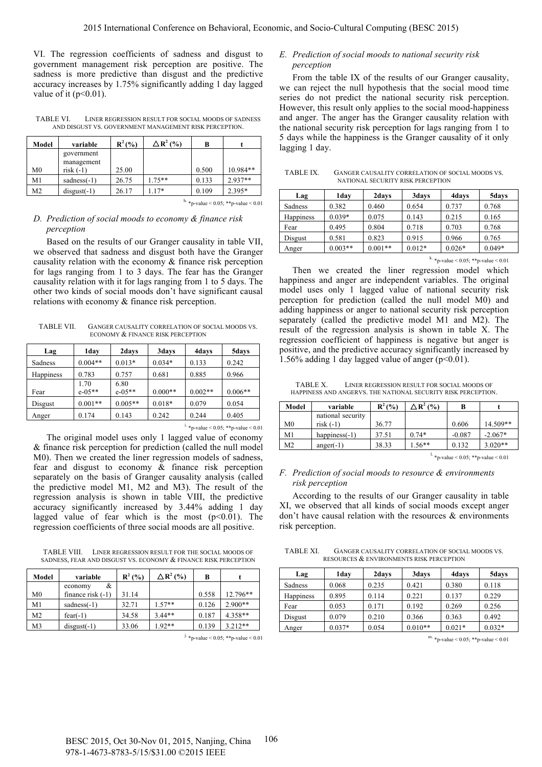VI. The regression coefficients of sadness and disgust to government management risk perception are positive. The sadness is more predictive than disgust and the predictive accuracy increases by 1.75% significantly adding 1 day lagged value of it ($p<0.01$).

TABLE VI. LINER REGRESSION RESULT FOR SOCIAL MOODS OF SADNESS AND DISGUST VS. GOVERNMENT MANAGEMENT RISK PERCEPTION.

| Model | variable | $R^2$ (%) | $\triangle R^2$ (%) | B | t |
|---|---|---|---|---|---|
| M0 | government management risk (-1) | 25.00 | | 0.500 | 10.984** |
| M1 | sadness(-1) | 26.75 | 1.75** | 0.133 | 2.937** |
| M2 | disgust(-1) | 26.17 | 1.17* | 0.109 | 2.395* |

h. *p-value < 0.05; **p-value < 0.01

### D. Prediction of social moods to economy & finance risk perception

Based on the results of our Granger causality in table VII, we observed that sadness and disgust both have the Granger causality relation with the economy & finance risk perception for lags ranging from 1 to 3 days. The fear has the Granger causality relation with it for lags ranging from 1 to 5 days. The other two kinds of social moods don't have significant causal relations with economy & finance risk perception.

TABLE VII. GANGER CAUSALITY CORRELATION OF SOCIAL MOODS VS. ECONOMY & FINANCE RISK PERCEPTION

| Lag | 1day | 2days | 3days | 4days | 5days |
|---|---|---|---|---|---|
| Sadness | 0.004** | 0.013* | 0.034* | 0.133 | 0.242 |
| Happiness | 0.783 | 0.757 | 0.681 | 0.885 | 0.966 |
| Fear | 1.70 e-05** | 6.80 e-05** | 0.000** | 0.002** | 0.006** |
| Disgust | 0.001** | 0.005** | 0.018* | 0.079 | 0.054 |
| Anger | 0.174 | 0.143 | 0.242 | 0.244 | 0.405 |

i. *p-value < 0.05; **p-value < 0.01

The original model uses only 1 lagged value of economy & finance risk perception for prediction (called the null model M0). Then we created the liner regression models of sadness, fear and disgust to economy & finance risk perception separately on the basis of Granger causality analysis (called the predictive model M1, M2 and M3). The result of the regression analysis is shown in table VIII, the predictive accuracy significantly increased by 3.44% adding 1 day lagged value of fear which is the most ($p<0.01$). The regression coefficients of three social moods are all positive.

TABLE VIII. LINER REGRESSION RESULT FOR THE SOCIAL MOODS OF SADNESS, FEAR AND DISGUST VS. ECONOMY & FINANCE RISK PERCEPTION

| Model | variable | $R^2$ (%) | $\triangle R^2$ (%) | B | t |
|---|---|---|---|---|---|
| M0 | economy & finance risk (-1) | 31.14 | | 0.558 | 12.796** |
| M1 | sadness(-1) | 32.71 | 1.57** | 0.126 | 2.900** |
| M2 | fear(-1) | 34.58 | 3.44** | 0.187 | 4.358** |
| M3 | disgust(-1) | 33.06 | 1.92** | 0.139 | 3.212** |

j. *p-value < 0.05; **p-value < 0.01

### E. Prediction of social moods to national security risk perception

From the table IX of the results of our Granger causality, we can reject the null hypothesis that the social mood time series do not predict the national security risk perception. However, this result only applies to the social mood-happiness and anger. The anger has the Granger causality relation with the national security risk perception for lags ranging from 1 to 5 days while the happiness is the Granger causality of it only lagging 1 day.

TABLE IX. GANGER CAUSALITY CORRELATION OF SOCIAL MOODS VS. NATIONAL SECURITY RISK PERCEPTION

| Lag | 1day | 2days | 3days | 4days | 5days |
|---|---|---|---|---|---|
| Sadness | 0.382 | 0.460 | 0.654 | 0.737 | 0.768 |
| Happiness | 0.039* | 0.075 | 0.143 | 0.215 | 0.165 |
| Fear | 0.495 | 0.804 | 0.718 | 0.703 | 0.768 |
| Disgust | 0.581 | 0.823 | 0.915 | 0.966 | 0.765 |
| Anger | 0.003** | 0.001** | 0.012* | 0.026* | 0.049* |

k. *p-value < 0.05; **p-value < 0.01

Then we created the liner regression model which happiness and anger are independent variables. The original model uses only 1 lagged value of national security risk perception for prediction (called the null model M0) and adding happiness or anger to national security risk perception separately (called the predictive model M1 and M2). The result of the regression analysis is shown in table X. The regression coefficient of happiness is negative but anger is positive, and the predictive accuracy significantly increased by 1.56% adding 1 day lagged value of anger ($p<0.01$).

TABLE X. LINER REGRESSION RESULT FOR SOCIAL MOODS OF HAPPINESS AND ANGERVS. THE NATIONAL SECURITY RISK PERCEPTION.

| Model | variable | $R^2$ (%) | $\triangle R^2$ (%) | B | t |
|---|---|---|---|---|---|
| M0 | national security risk (-1) | 36.77 | | 0.606 | 14.509** |
| M1 | happiness(-1) | 37.51 | 0.74* | -0.087 | -2.067* |
| M2 | anger(-1) | 38.33 | 1.56** | 0.132 | 3.020** |

l. *p-value < 0.05; **p-value < 0.01

### F. Prediction of social moods to resource & environments risk perception

According to the results of our Granger causality in table XI, we observed that all kinds of social moods except anger don't have causal relation with the resources & environments risk perception.

TABLE XI. GANGER CAUSALITY CORRELATION OF SOCIAL MOODS VS. RESOURCES & ENVIRONMENTS RISK PERCEPTION

| Lag | 1day | 2days | 3days | 4days | 5days |
|---|---|---|---|---|---|
| Sadness | 0.068 | 0.235 | 0.421 | 0.380 | 0.118 |
| Happiness | 0.895 | 0.114 | 0.221 | 0.137 | 0.229 |
| Fear | 0.053 | 0.171 | 0.192 | 0.269 | 0.256 |
| Disgust | 0.079 | 0.210 | 0.366 | 0.363 | 0.492 |
| Anger | 0.037* | 0.054 | 0.010** | 0.021* | 0.032* |

m. *p-value < 0.05; **p-value < 0.01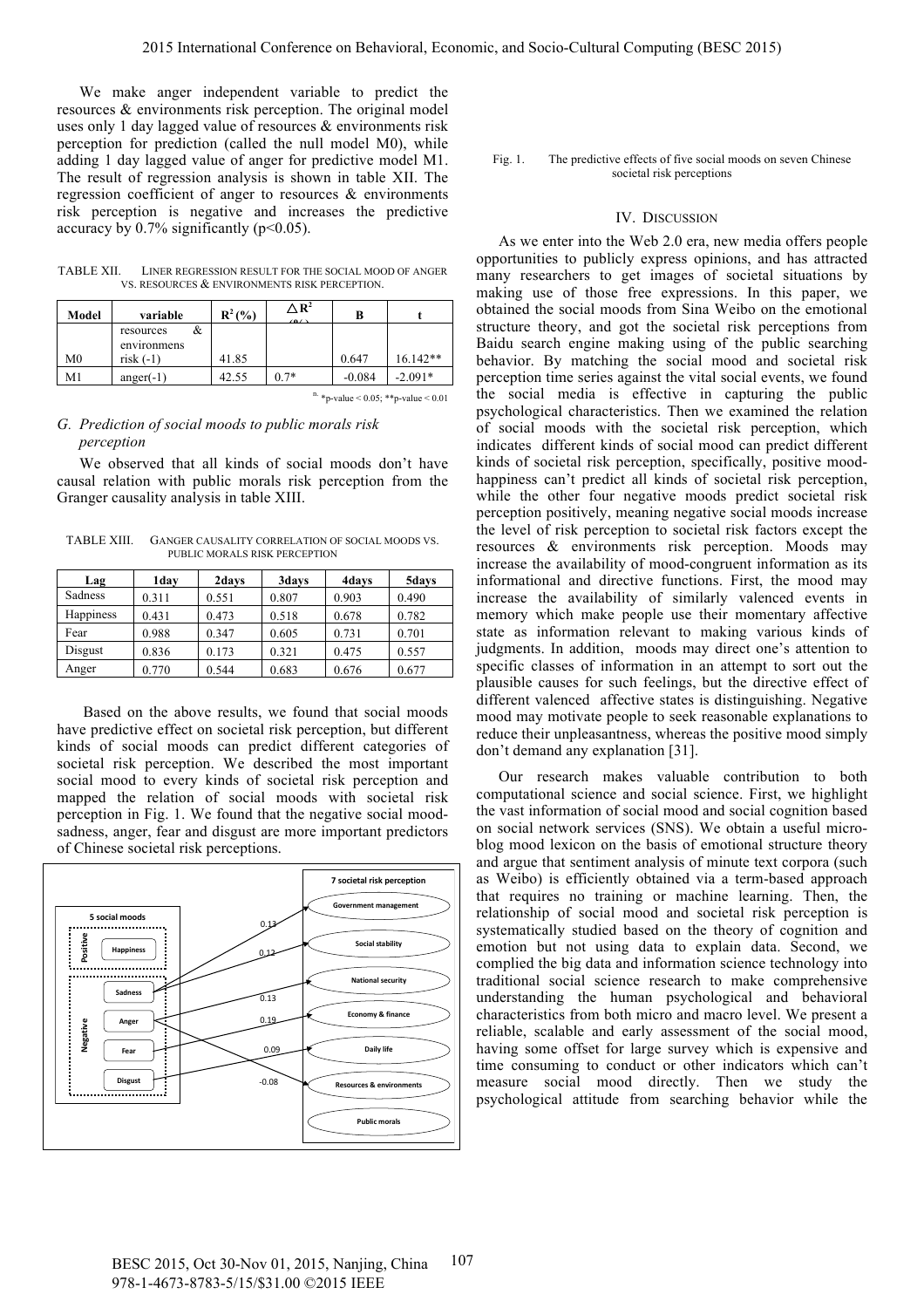We make anger independent variable to predict the resources & environments risk perception. The original model uses only 1 day lagged value of resources & environments risk perception for prediction (called the null model M0), while adding 1 day lagged value of anger for predictive model M1. The result of regression analysis is shown in table XII. The regression coefficient of anger to resources & environments risk perception is negative and increases the predictive accuracy by 0.7% significantly ($p<0.05$).

TABLE XII. LINER REGRESSION RESULT FOR THE SOCIAL MOOD OF ANGER VS. RESOURCES & ENVIRONMENTS RISK PERCEPTION.

| Model | variable | $R^2$ (%) | $\triangle R^2$ (%) | B | t |
|---|---|---|---|---|---|
| M0 | resources & environmens risk (-1) | 41.85 | | 0.647 | 16.142** |
| M1 | anger(-1) | 42.55 | 0.7* | -0.084 | -2.091* |

n. *p-value < 0.05; **p-value < 0.01

### G. Prediction of social moods to public morals risk perception

We observed that all kinds of social moods don't have causal relation with public morals risk perception from the Granger causality analysis in table XIII.

TABLE XIII. GANGER CAUSALITY CORRELATION OF SOCIAL MOODS VS. PUBLIC MORALS RISK PERCEPTION

| Lag | 1day | 2days | 3days | 4days | 5days |
|---|---|---|---|---|---|
| Sadness | 0.311 | 0.551 | 0.807 | 0.903 | 0.490 |
| Happiness | 0.431 | 0.473 | 0.518 | 0.678 | 0.782 |
| Fear | 0.988 | 0.347 | 0.605 | 0.731 | 0.701 |
| Disgust | 0.836 | 0.173 | 0.321 | 0.475 | 0.557 |
| Anger | 0.770 | 0.544 | 0.683 | 0.676 | 0.677 |

Based on the above results, we found that social moods have predictive effect on societal risk perception, but different kinds of social moods can predict different categories of societal risk perception. We described the most important social mood to every kinds of societal risk perception and mapped the relation of social moods with societal risk perception in Fig. 1. We found that the negative social mood-sadness, anger, fear and disgust are more important predictors of Chinese societal risk perceptions.

Fig. 1. The predictive effects of five social moods on seven Chinese societal risk perceptions

## IV. DISCUSSION

As we enter into the Web 2.0 era, new media offers people opportunities to publicly express opinions, and has attracted many researchers to get images of societal situations by making use of those free expressions. In this paper, we obtained the social moods from Sina Weibo on the emotional structure theory, and got the societal risk perceptions from Baidu search engine making using of the public searching behavior. By matching the social mood and societal risk perception time series against the vital social events, we found the social media is effective in capturing the public psychological characteristics. Then we examined the relation of social moods with the societal risk perception, which indicates different kinds of social mood can predict different kinds of societal risk perception, specifically, positive mood-happiness can't predict all kinds of societal risk perception, while the other four negative moods predict societal risk perception positively, meaning negative social moods increase the level of risk perception to societal risk factors except the resources & environments risk perception. Moods may increase the availability of mood-congruent information as its informational and directive functions. First, the mood may increase the availability of similarly valenced events in memory which make people use their momentary affective state as information relevant to making various kinds of judgments. In addition, moods may direct one's attention to specific classes of information in an attempt to sort out the plausible causes for such feelings, but the directive effect of different valenced affective states is distinguishing. Negative mood may motivate people to seek reasonable explanations to reduce their unpleasantness, whereas the positive mood simply don't demand any explanation [31].

Our research makes valuable contribution to both computational science and social science. First, we highlight the vast information of social mood and social cognition based on social network services (SNS). We obtain a useful micro-blog mood lexicon on the basis of emotional structure theory and argue that sentiment analysis of minute text corpora (such as Weibo) is efficiently obtained via a term-based approach that requires no training or machine learning. Then, the relationship of social mood and societal risk perception is systematically studied based on the theory of cognition and emotion but not using data to explain data. Second, we complied the big data and information science technology into traditional social science research to make comprehensive understanding the human psychological and behavioral characteristics from both micro and macro level. We present a reliable, scalable and early assessment of the social mood, having some offset for large survey which is expensive and time consuming to conduct or other indicators which can't measure social mood directly. Then we study the psychological attitude from searching behavior while the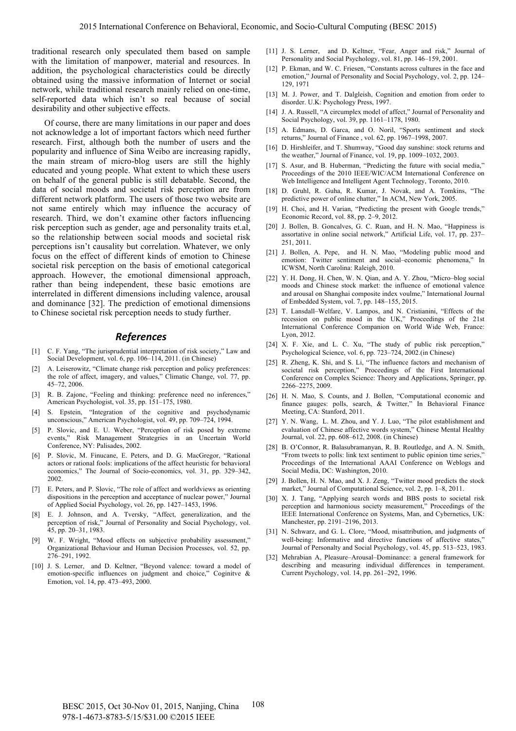traditional research only speculated them based on sample with the limitation of manpower, material and resources. In addition, the psychological characteristics could be directly obtained using the massive information of Internet or social network, while traditional research mainly relied on one-time, self-reported data which isn't so real because of social desirability and other subjective effects.

Of course, there are many limitations in our paper and does not acknowledge a lot of important factors which need further research. First, although both the number of users and the popularity and influence of Sina Weibo are increasing rapidly, the main stream of micro-blog users are still the highly educated and young people. What extent to which these users on behalf of the general public is still debatable. Second, the data of social moods and societal risk perception are from different network platform. The users of those two website are not same entirely which may influence the accuracy of research. Third, we don't examine other factors influencing risk perception such as gender, age and personality traits et.al, so the relationship between social moods and societal risk perceptions isn't causality but correlation. Whatever, we only focus on the effect of different kinds of emotion to Chinese societal risk perception on the basis of emotional categorical approach. However, the emotional dimensional approach, rather than being independent, these basic emotions are interrelated in different dimensions including valence, arousal and dominance [32]. The prediction of emotional dimensions to Chinese societal risk perception needs to study further.

## References

[1] C. F. Yang, "The jurisprudential interpretation of risk society," Law and Social Development, vol. 6, pp. 106–114, 2011. (in Chinese)

[2] A. Leiserowitz, "Climate change risk perception and policy preferences: the role of affect, imagery, and values," Climatic Change, vol. 77, pp. 45–72, 2006.

[3] R. B. Zajonc, "Feeling and thinking: preference need no inferences," American Psychologist, vol. 35, pp. 151–175, 1980.

[4] S. Epstein, "Integration of the cognitive and psychodynamic unconscious," American Psychologist, vol. 49, pp. 709–724, 1994.

[5] P. Slovic, and E. U. Weber, "Perception of risk posed by extreme events," Risk Management Strategies in an Uncertain World Conference, NY: Palisades, 2002.

[6] P. Slovic, M. Finucane, E. Peters, and D. G. MacGregor, "Rational actors or rational fools: implications of the affect heuristic for behavioral economics," The Journal of Socio-economics, vol. 31, pp. 329–342, 2002.

[7] E. Peters, and P. Slovic, "The role of affect and worldviews as orienting dispositions in the perception and acceptance of nuclear power," Journal of Applied Social Psychology, vol. 26, pp. 1427–1453, 1996.

[8] E. J. Johnson, and A. Tversky, "Affect, generalization, and the perception of risk," Journal of Personality and Social Psychology, vol. 45, pp. 20–31, 1983.

[9] W. F. Wright, "Mood effects on subjective probability assessment," Organizational Behaviour and Human Decision Processes, vol. 52, pp. 276–291, 1992.

[10] J. S. Lerner, and D. Keltner, "Beyond valence: toward a model of emotion-specific influences on judgment and choice," Coginitve & Emotion, vol. 14, pp. 473–493, 2000.

[11] J. S. Lerner, and D. Keltner, "Fear, Anger and risk," Journal of Personality and Social Psychology, vol. 81, pp. 146–159, 2001.

[12] P. Ekman, and W. C. Friesen, "Constants across cultures in the face and emotion," Journal of Personality and Social Psychology, vol. 2, pp. 124–129, 1971

[13] M. J. Power, and T. Dalgleish, Cognition and emotion from order to disorder. U.K: Psychology Press, 1997.

[14] J. A. Russell, "A circumplex model of affect," Journal of Personality and Social Psychology, vol. 39, pp. 1161–1178, 1980.

[15] A. Edmans, D. Garca, and O. Noril, "Sports sentiment and stock returns," Journal of Finance , vol. 62, pp. 1967–1998, 2007.

[16] D. Hirshleifer, and T. Shumway, "Good day sunshine: stock returns and the weather," Journal of Finance, vol. 19, pp. 1009–1032, 2003.

[17] S. Asur, and B. Huberman, "Predicting the future with social media," Proceedings of the 2010 IEEE/WIC/ACM International Conference on Web Intelligence and Intelligent Agent Technology, Toronto, 2010.

[18] D. Gruhl, R. Guha, R. Kumar, J. Novak, and A. Tomkins, "The predictive power of online chatter," In ACM, New York, 2005.

[19] H. Choi, and H. Varian, "Predicting the present with Google trends," Economic Record, vol. 88, pp. 2–9, 2012.

[20] J. Bollen, B. Goncalves, G. C. Ruan, and H. N. Mao, "Happiness is assortative in online social network," Artificial Life, vol. 17, pp. 237–251, 2011.

[21] J. Bollen, A. Pepe, and H. N. Mao, "Modeling public mood and emotion: Twitter sentiment and social–economic phenomena," In ICWSM, North Carolina: Raleigh, 2010.

[22] Y. H. Dong, H. Chen, W. N. Qian, and A. Y. Zhou, "Micro–blog social moods and Chinese stock market: the influence of emotional valence and arousal on Shanghai composite index voulme," International Journal of Embedded System, vol. 7, pp. 148–155, 2015.

[23] T. Lansdall–Welfare, V. Lampos, and N. Cristianini, "Effects of the recession on public mood in the UK," Proceedings of the 21st International Conference Companion on World Wide Web, France: Lyon, 2012.

[24] X. F. Xie, and L. C. Xu, "The study of public risk perception," Psychological Science, vol. 6, pp. 723–724, 2002.(in Chinese)

[25] R. Zheng, K. Shi, and S. Li, "The influence factors and mechanism of societal risk perception," Proceedings of the First International Conference on Complex Science: Theory and Applications, Springer, pp. 2266–2275, 2009.

[26] H. N. Mao, S. Counts, and J. Bollen, "Computational economic and finance gauges: polls, search, & Twitter," In Behavioral Finance Meeting, CA: Stanford, 2011.

[27] Y. N. Wang, L. M. Zhou, and Y. J. Luo, "The pilot establishment and evaluation of Chinese affective words system," Chinese Mental Healthy Journal, vol. 22, pp. 608–612, 2008. (in Chinese)

[28] B. O'Connor, R. Balasubramanyan, R. B. Routledge, and A. N. Smith, "From tweets to polls: link text sentiment to public opinion time series," Proceedings of the International AAAI Conference on Weblogs and Social Media, DC: Washington, 2010.

[29] J. Bollen, H. N. Mao, and X. J. Zeng, "Twitter mood predicts the stock market," Journal of Computational Science, vol. 2, pp. 1–8, 2011.

[30] X. J. Tang, "Applying search words and BBS posts to societal risk perception and harmonious society measurement," Proceedings of the IEEE International Conference on Systems, Man, and Cybernetics, UK: Manchester, pp. 2191–2196, 2013.

[31] N. Schwarz, and G. L. Clore, "Mood, misattribution, and judgments of well-being: Informative and directive functions of affective states," Journal of Personalty and Social Psychology, vol. 45, pp. 513–523, 1983.

[32] Mehrabian A, Pleasure–Arousal–Dominance: a general framework for describing and measuring individual differences in temperament. Current Psychology, vol. 14, pp. 261–292, 1996.